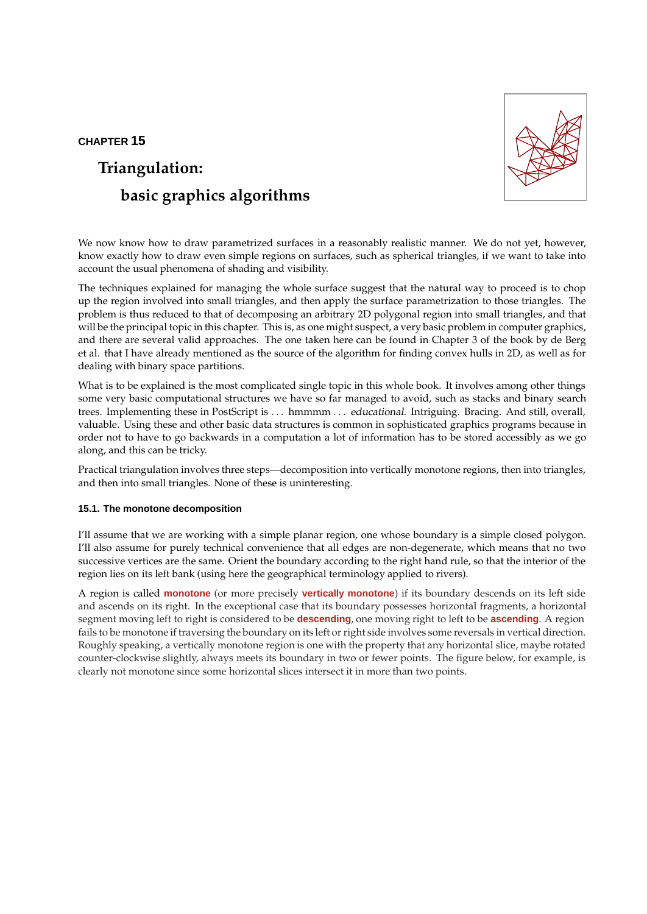CHAPTER 15

# Triangulation:

# basic graphics algorithms

We now know how to draw parametrized surfaces in a reasonably realistic manner. We do not yet, however, know exactly how to draw even simple regions on surfaces, such as spherical triangles, if we want to take into account the usual phenomena of shading and visibility.

The techniques explained for managing the whole surface suggest that the natural way to proceed is to chop up the region involved into small triangles, and then apply the surface parametrization to those triangles. The problem is thus reduced to that of decomposing an arbitrary 2D polygonal region into small triangles, and that will be the principal topic in this chapter. This is, as one might suspect, a very basic problem in computer graphics, and there are several valid approaches. The one taken here can be found in Chapter 3 of the book by de Berg et al. that I have already mentioned as the source of the algorithm for finding convex hulls in 2D, as well as for dealing with binary space partitions.

What is to be explained is the most complicated single topic in this whole book. It involves among other things some very basic computational structures we have so far managed to avoid, such as stacks and binary search trees. Implementing these in PostScript is . . . hmmmm . . . *educational*. Intriguing. Bracing. And still, overall, valuable. Using these and other basic data structures is common in sophisticated graphics programs because in order not to have to go backwards in a computation a lot of information has to be stored accessibly as we go along, and this can be tricky.

Practical triangulation involves three steps—decomposition into vertically monotone regions, then into triangles, and then into small triangles. None of these is uninteresting.

### 15.1. The monotone decomposition

I'll assume that we are working with a simple planar region, one whose boundary is a simple closed polygon. I'll also assume for purely technical convenience that all edges are non-degenerate, which means that no two successive vertices are the same. Orient the boundary according to the right hand rule, so that the interior of the region lies on its left bank (using here the geographical terminology applied to rivers).

A region is called **monotone** (or more precisely **vertically monotone**) if its boundary descends on its left side and ascends on its right. In the exceptional case that its boundary possesses horizontal fragments, a horizontal segment moving left to right is considered to be **descending**, one moving right to left to be **ascending**. A region fails to be monotone if traversing the boundary on its left or right side involves some reversals in vertical direction. Roughly speaking, a vertically monotone region is one with the property that any horizontal slice, maybe rotated counter-clockwise slightly, always meets its boundary in two or fewer points. The figure below, for example, is clearly not monotone since some horizontal slices intersect it in more than two points.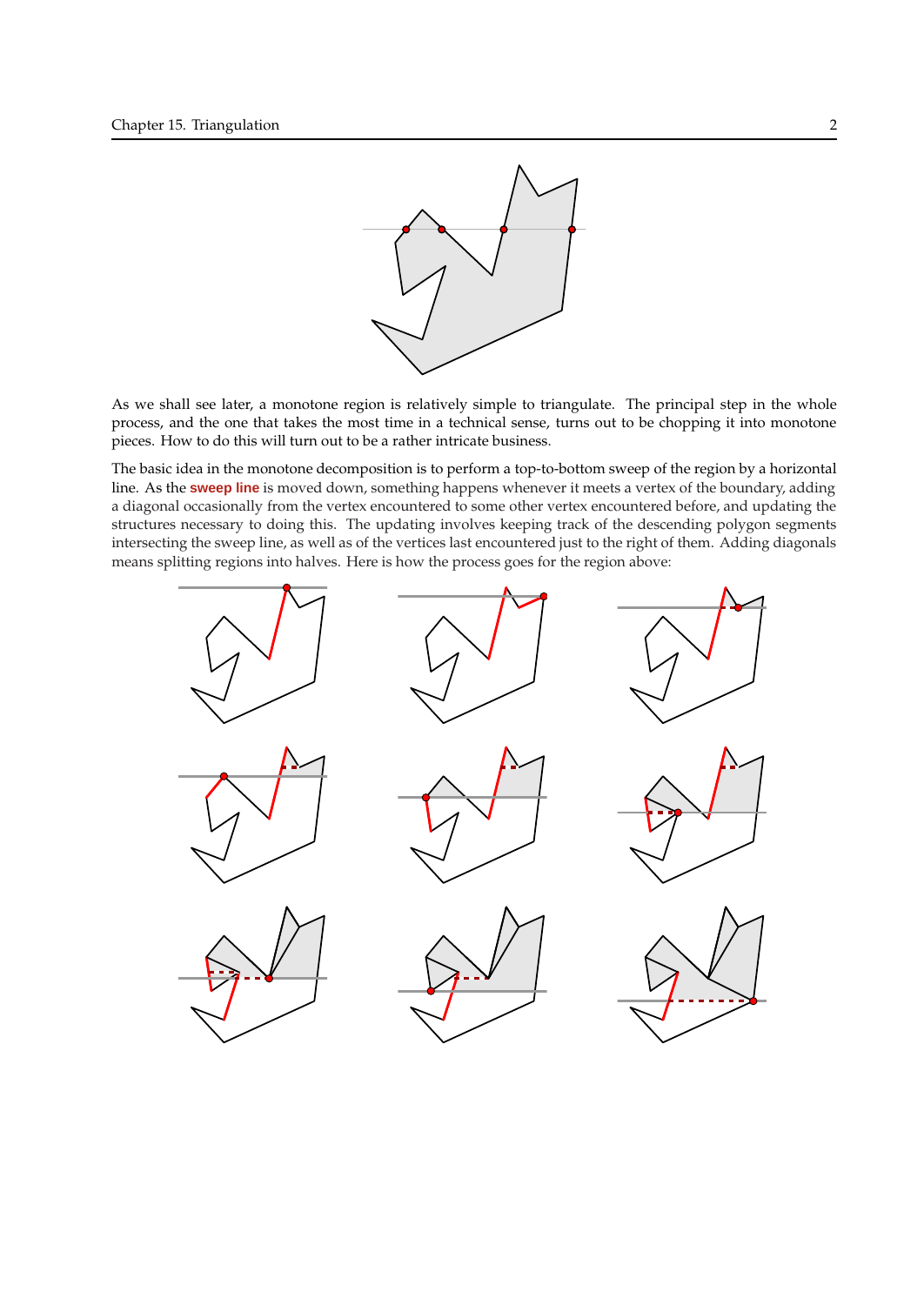As we shall see later, a monotone region is relatively simple to triangulate. The principal step in the whole process, and the one that takes the most time in a technical sense, turns out to be chopping it into monotone pieces. How to do this will turn out to be a rather intricate business.

The basic idea in the monotone decomposition is to perform a top-to-bottom sweep of the region by a horizontal line. As the **sweep line** is moved down, something happens whenever it meets a vertex of the boundary, adding a diagonal occasionally from the vertex encountered to some other vertex encountered before, and updating the structures necessary to doing this. The updating involves keeping track of the descending polygon segments intersecting the sweep line, as well as of the vertices last encountered just to the right of them. Adding diagonals means splitting regions into halves. Here is how the process goes for the region above: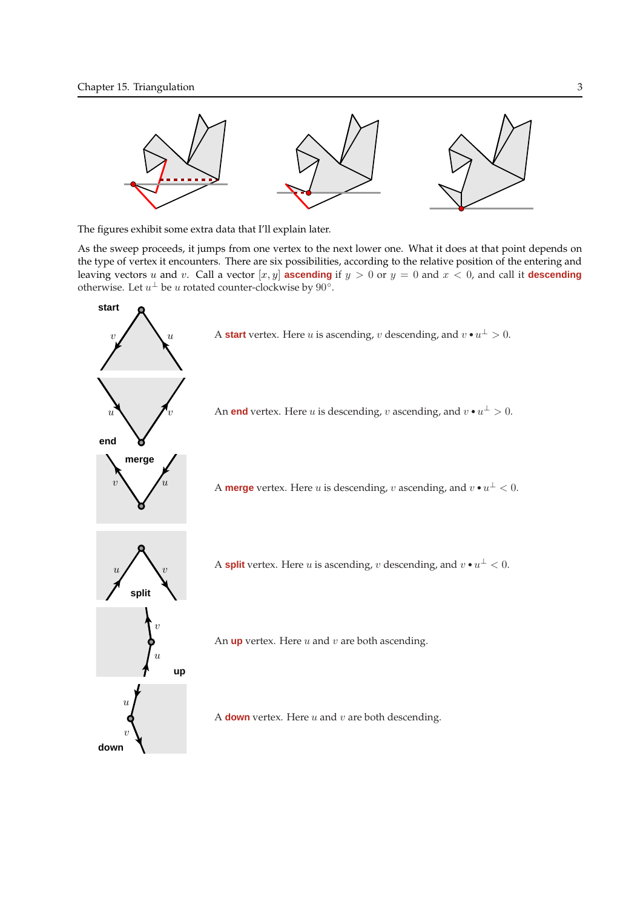The figures exhibit some extra data that I'll explain later.

As the sweep proceeds, it jumps from one vertex to the next lower one. What it does at that point depends on the type of vertex it encounters. There are six possibilities, according to the relative position of the entering and leaving vectors $u$ and $v$. Call a vector $[x, y]$ **ascending** if $y > 0$ or $y = 0$ and $x < 0$, and call it **descending** otherwise. Let $u^\perp$ be $u$ rotated counter-clockwise by $90°$.

A **start** vertex. Here $u$ is ascending, $v$ descending, and $v \bullet u^\perp > 0$.

An **end** vertex. Here $u$ is descending, $v$ ascending, and $v \bullet u^\perp > 0$.

A **merge** vertex. Here $u$ is descending, $v$ ascending, and $v \bullet u^\perp < 0$.

A **split** vertex. Here $u$ is ascending, $v$ descending, and $v \bullet u^\perp < 0$.

An **up** vertex. Here $u$ and $v$ are both ascending.

A **down** vertex. Here $u$ and $v$ are both descending.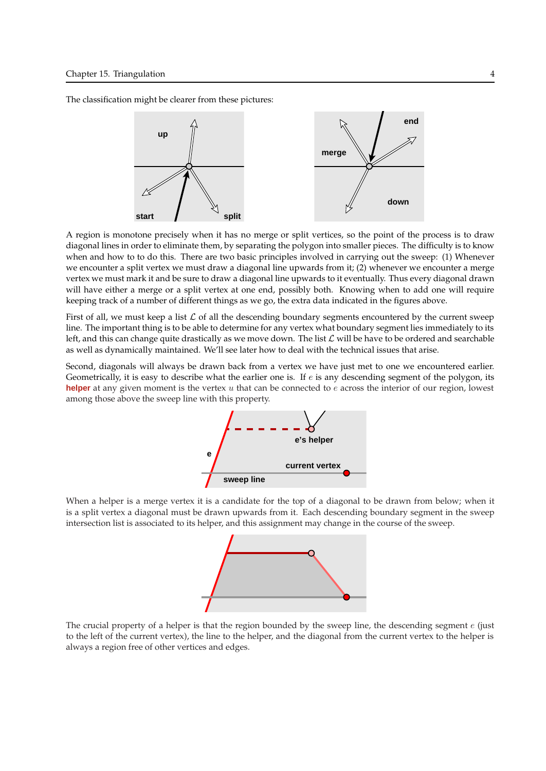The classification might be clearer from these pictures:

A region is monotone precisely when it has no merge or split vertices, so the point of the process is to draw diagonal lines in order to eliminate them, by separating the polygon into smaller pieces. The difficulty is to know when and how to to do this. There are two basic principles involved in carrying out the sweep: (1) Whenever we encounter a split vertex we must draw a diagonal line upwards from it; (2) whenever we encounter a merge vertex we must mark it and be sure to draw a diagonal line upwards to it eventually. Thus every diagonal drawn will have either a merge or a split vertex at one end, possibly both. Knowing when to add one will require keeping track of a number of different things as we go, the extra data indicated in the figures above.

First of all, we must keep a list $\mathcal{L}$ of all the descending boundary segments encountered by the current sweep line. The important thing is to be able to determine for any vertex what boundary segment lies immediately to its left, and this can change quite drastically as we move down. The list $\mathcal{L}$ will be have to be ordered and searchable as well as dynamically maintained. We'll see later how to deal with the technical issues that arise.

Second, diagonals will always be drawn back from a vertex we have just met to one we encountered earlier. Geometrically, it is easy to describe what the earlier one is. If $e$ is any descending segment of the polygon, its **helper** at any given moment is the vertex $u$ that can be connected to $e$ across the interior of our region, lowest among those above the sweep line with this property.

When a helper is a merge vertex it is a candidate for the top of a diagonal to be drawn from below; when it is a split vertex a diagonal must be drawn upwards from it. Each descending boundary segment in the sweep intersection list is associated to its helper, and this assignment may change in the course of the sweep.

The crucial property of a helper is that the region bounded by the sweep line, the descending segment $e$ (just to the left of the current vertex), the line to the helper, and the diagonal from the current vertex to the helper is always a region free of other vertices and edges.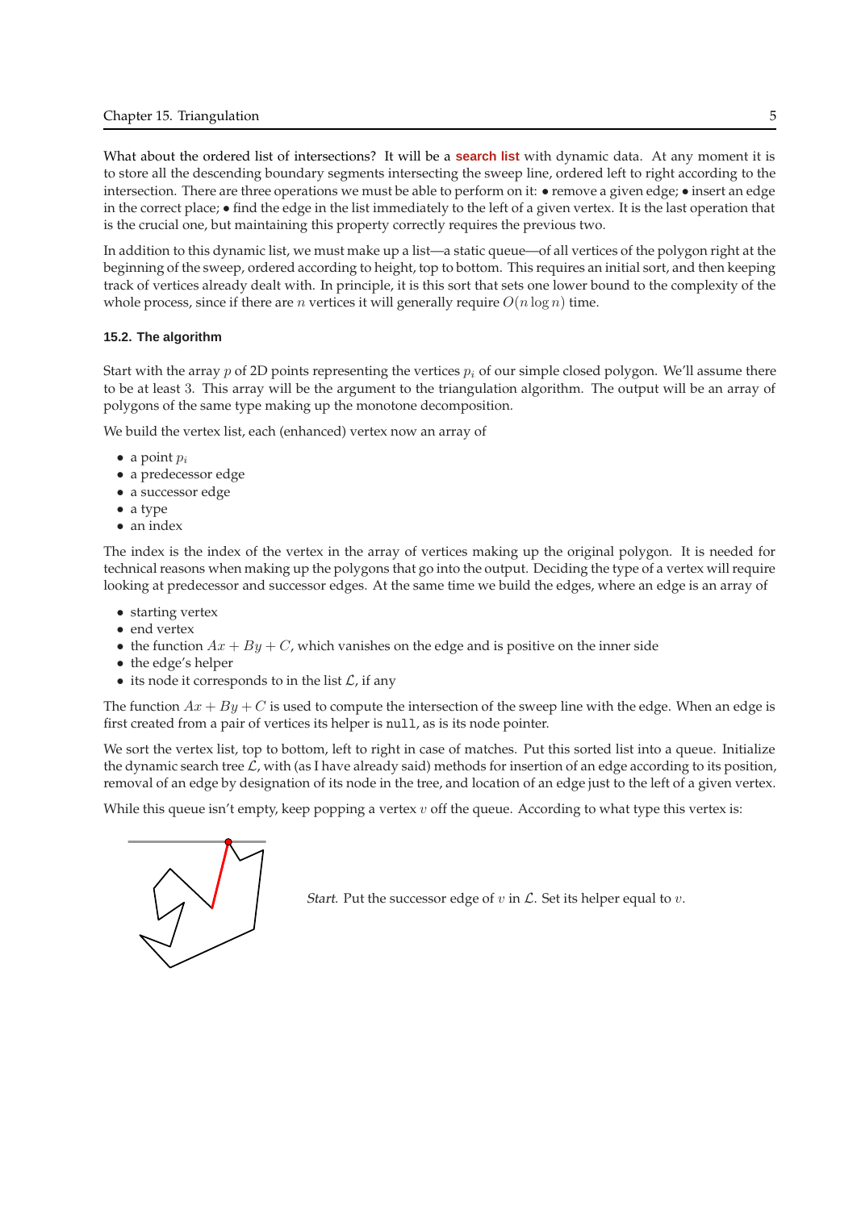What about the ordered list of intersections? It will be a **search list** with dynamic data. At any moment it is to store all the descending boundary segments intersecting the sweep line, ordered left to right according to the intersection. There are three operations we must be able to perform on it: • remove a given edge; • insert an edge in the correct place; • find the edge in the list immediately to the left of a given vertex. It is the last operation that is the crucial one, but maintaining this property correctly requires the previous two.

In addition to this dynamic list, we must make up a list—a static queue—of all vertices of the polygon right at the beginning of the sweep, ordered according to height, top to bottom. This requires an initial sort, and then keeping track of vertices already dealt with. In principle, it is this sort that sets one lower bound to the complexity of the whole process, since if there are $n$ vertices it will generally require $O(n \log n)$ time.

### 15.2. The algorithm

Start with the array $p$ of 2D points representing the vertices $p_i$ of our simple closed polygon. We'll assume there to be at least 3. This array will be the argument to the triangulation algorithm. The output will be an array of polygons of the same type making up the monotone decomposition.

We build the vertex list, each (enhanced) vertex now an array of

- a point $p_i$
- a predecessor edge
- a successor edge
- a type
- an index

The index is the index of the vertex in the array of vertices making up the original polygon. It is needed for technical reasons when making up the polygons that go into the output. Deciding the type of a vertex will require looking at predecessor and successor edges. At the same time we build the edges, where an edge is an array of

- starting vertex
- end vertex
- the function $Ax + By + C$, which vanishes on the edge and is positive on the inner side
- the edge's helper
- its node it corresponds to in the list $\mathcal{L}$, if any

The function $Ax + By + C$ is used to compute the intersection of the sweep line with the edge. When an edge is first created from a pair of vertices its helper is `null`, as is its node pointer.

We sort the vertex list, top to bottom, left to right in case of matches. Put this sorted list into a queue. Initialize the dynamic search tree $\mathcal{L}$, with (as I have already said) methods for insertion of an edge according to its position, removal of an edge by designation of its node in the tree, and location of an edge just to the left of a given vertex.

While this queue isn't empty, keep popping a vertex $v$ off the queue. According to what type this vertex is:

*Start*. Put the successor edge of $v$ in $\mathcal{L}$. Set its helper equal to $v$.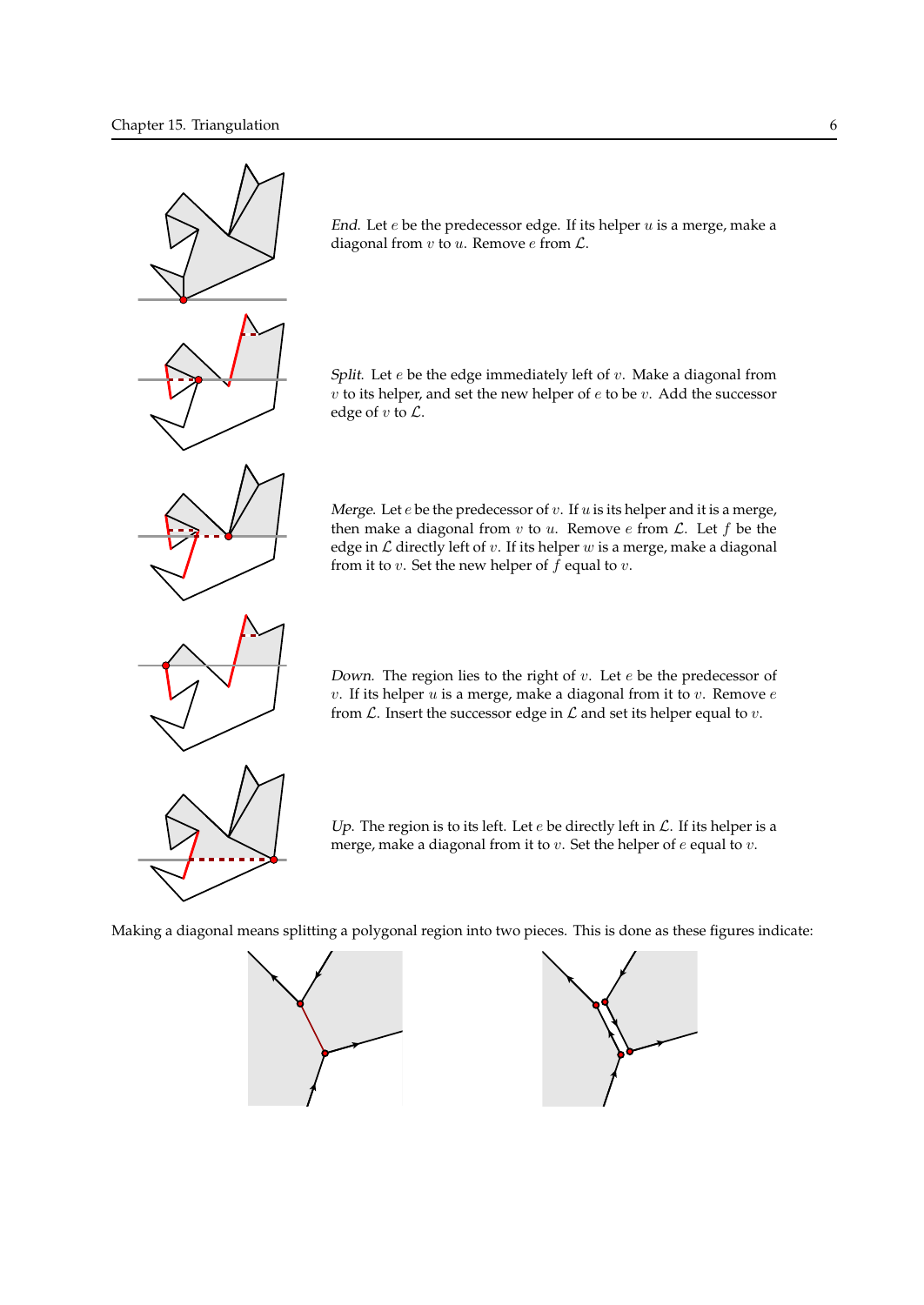*End.* Let $e$ be the predecessor edge. If its helper $u$ is a merge, make a diagonal from $v$ to $u$. Remove $e$ from $\mathcal{L}$.

*Split.* Let $e$ be the edge immediately left of $v$. Make a diagonal from $v$ to its helper, and set the new helper of $e$ to be $v$. Add the successor edge of $v$ to $\mathcal{L}$.

*Merge.* Let $e$ be the predecessor of $v$. If $u$ is its helper and it is a merge, then make a diagonal from $v$ to $u$. Remove $e$ from $\mathcal{L}$. Let $f$ be the edge in $\mathcal{L}$ directly left of $v$. If its helper $w$ is a merge, make a diagonal from it to $v$. Set the new helper of $f$ equal to $v$.

*Down.* The region lies to the right of $v$. Let $e$ be the predecessor of $v$. If its helper $u$ is a merge, make a diagonal from it to $v$. Remove $e$ from $\mathcal{L}$. Insert the successor edge in $\mathcal{L}$ and set its helper equal to $v$.

*Up.* The region is to its left. Let $e$ be directly left in $\mathcal{L}$. If its helper is a merge, make a diagonal from it to $v$. Set the helper of $e$ equal to $v$.

Making a diagonal means splitting a polygonal region into two pieces. This is done as these figures indicate: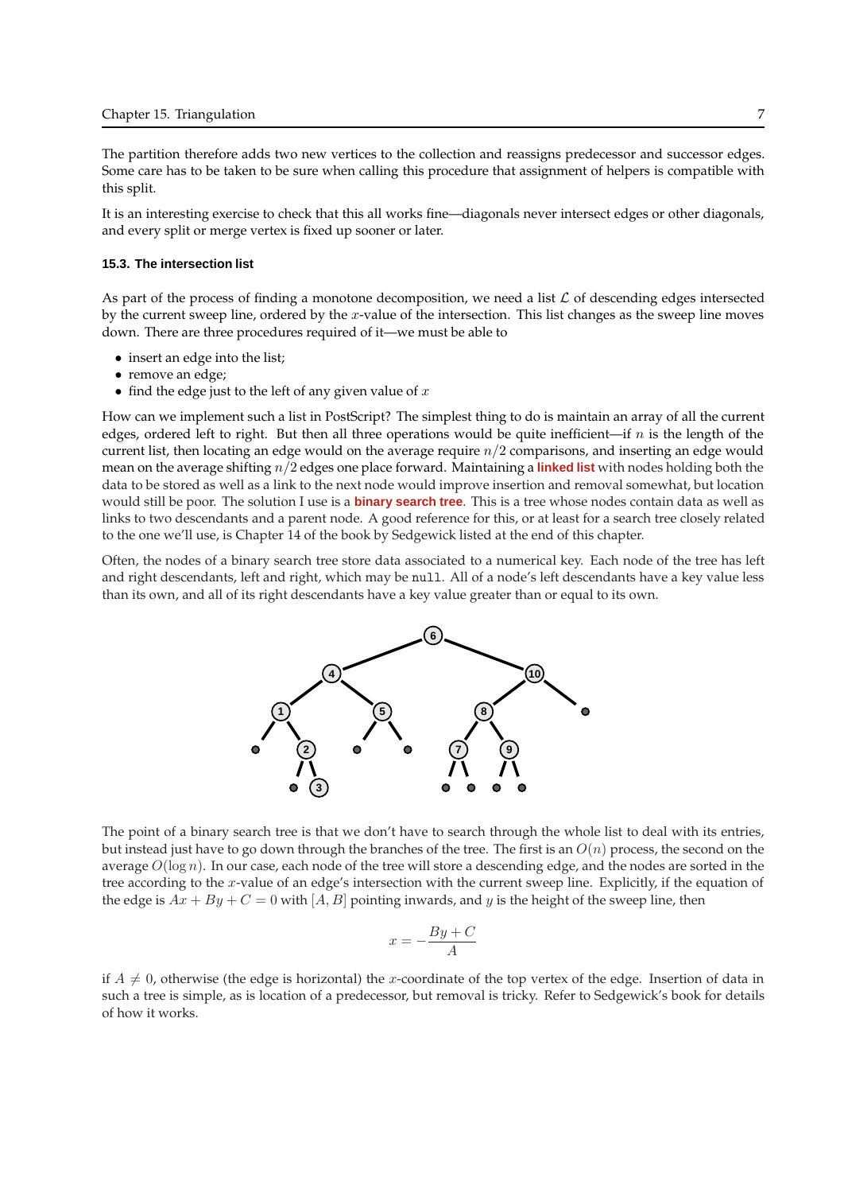The partition therefore adds two new vertices to the collection and reassigns predecessor and successor edges. Some care has to be taken to be sure when calling this procedure that assignment of helpers is compatible with this split.

It is an interesting exercise to check that this all works fine—diagonals never intersect edges or other diagonals, and every split or merge vertex is fixed up sooner or later.

### 15.3. The intersection list

As part of the process of finding a monotone decomposition, we need a list $\mathcal{L}$ of descending edges intersected by the current sweep line, ordered by the $x$-value of the intersection. This list changes as the sweep line moves down. There are three procedures required of it—we must be able to

- insert an edge into the list;
- remove an edge;
- find the edge just to the left of any given value of $x$

How can we implement such a list in PostScript? The simplest thing to do is maintain an array of all the current edges, ordered left to right. But then all three operations would be quite inefficient—if $n$ is the length of the current list, then locating an edge would on the average require $n/2$ comparisons, and inserting an edge would mean on the average shifting $n/2$ edges one place forward. Maintaining a **linked list** with nodes holding both the data to be stored as well as a link to the next node would improve insertion and removal somewhat, but location would still be poor. The solution I use is a **binary search tree**. This is a tree whose nodes contain data as well as links to two descendants and a parent node. A good reference for this, or at least for a search tree closely related to the one we'll use, is Chapter 14 of the book by Sedgewick listed at the end of this chapter.

Often, the nodes of a binary search tree store data associated to a numerical key. Each node of the tree has left and right descendants, left and right, which may be null. All of a node's left descendants have a key value less than its own, and all of its right descendants have a key value greater than or equal to its own.

The point of a binary search tree is that we don't have to search through the whole list to deal with its entries, but instead just have to go down through the branches of the tree. The first is an $O(n)$ process, the second on the average $O(\log n)$. In our case, each node of the tree will store a descending edge, and the nodes are sorted in the tree according to the $x$-value of an edge's intersection with the current sweep line. Explicitly, if the equation of the edge is $Ax + By + C = 0$ with $[A, B]$ pointing inwards, and $y$ is the height of the sweep line, then

$$x = -\frac{By + C}{A}$$

if $A \neq 0$, otherwise (the edge is horizontal) the $x$-coordinate of the top vertex of the edge. Insertion of data in such a tree is simple, as is location of a predecessor, but removal is tricky. Refer to Sedgewick's book for details of how it works.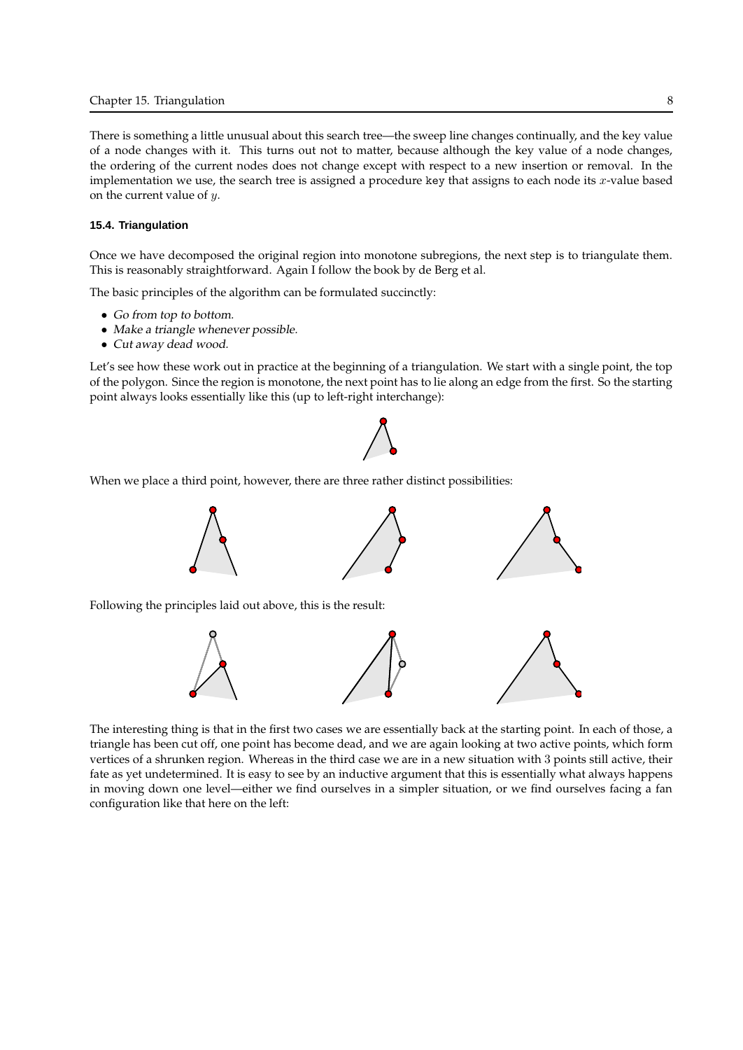There is something a little unusual about this search tree—the sweep line changes continually, and the key value of a node changes with it. This turns out not to matter, because although the key value of a node changes, the ordering of the current nodes does not change except with respect to a new insertion or removal. In the implementation we use, the search tree is assigned a procedure `key` that assigns to each node its $x$-value based on the current value of $y$.

### 15.4. Triangulation

Once we have decomposed the original region into monotone subregions, the next step is to triangulate them. This is reasonably straightforward. Again I follow the book by de Berg et al.

The basic principles of the algorithm can be formulated succinctly:

- *Go from top to bottom.*
- *Make a triangle whenever possible.*
- *Cut away dead wood.*

Let's see how these work out in practice at the beginning of a triangulation. We start with a single point, the top of the polygon. Since the region is monotone, the next point has to lie along an edge from the first. So the starting point always looks essentially like this (up to left-right interchange):

When we place a third point, however, there are three rather distinct possibilities:

Following the principles laid out above, this is the result:

The interesting thing is that in the first two cases we are essentially back at the starting point. In each of those, a triangle has been cut off, one point has become dead, and we are again looking at two active points, which form vertices of a shrunken region. Whereas in the third case we are in a new situation with 3 points still active, their fate as yet undetermined. It is easy to see by an inductive argument that this is essentially what always happens in moving down one level—either we find ourselves in a simpler situation, or we find ourselves facing a fan configuration like that here on the left: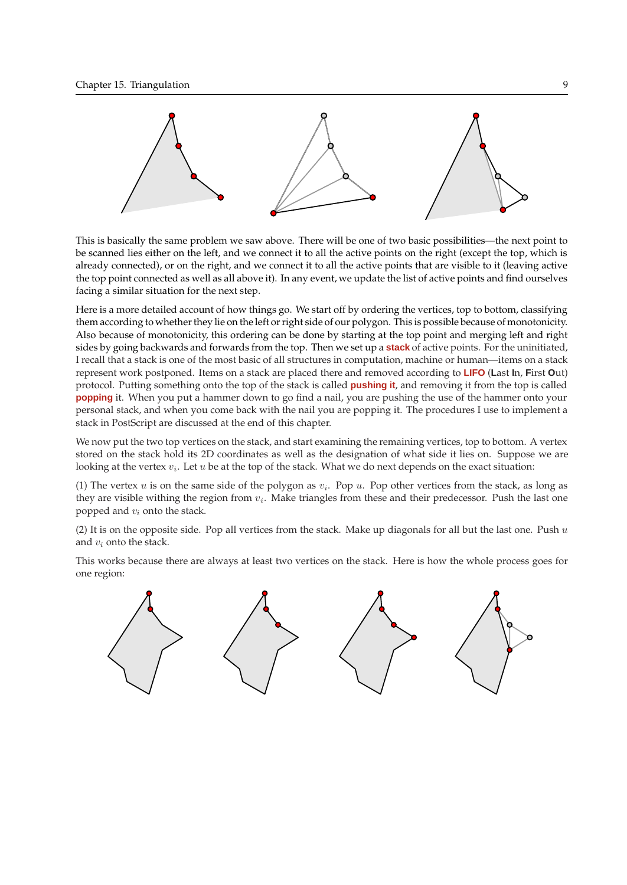This is basically the same problem we saw above. There will be one of two basic possibilities—the next point to be scanned lies either on the left, and we connect it to all the active points on the right (except the top, which is already connected), or on the right, and we connect it to all the active points that are visible to it (leaving active the top point connected as well as all above it). In any event, we update the list of active points and find ourselves facing a similar situation for the next step.

Here is a more detailed account of how things go. We start off by ordering the vertices, top to bottom, classifying them according to whether they lie on the left or right side of our polygon. This is possible because of monotonicity. Also because of monotonicity, this ordering can be done by starting at the top point and merging left and right sides by going backwards and forwards from the top. Then we set up a **stack** of active points. For the uninitiated, I recall that a stack is one of the most basic of all structures in computation, machine or human—items on a stack represent work postponed. Items on a stack are placed there and removed according to **LIFO** (**L**ast **I**n, **F**irst **O**ut) protocol. Putting something onto the top of the stack is called **pushing it**, and removing it from the top is called **popping** it. When you put a hammer down to go find a nail, you are pushing the use of the hammer onto your personal stack, and when you come back with the nail you are popping it. The procedures I use to implement a stack in PostScript are discussed at the end of this chapter.

We now put the two top vertices on the stack, and start examining the remaining vertices, top to bottom. A vertex stored on the stack hold its 2D coordinates as well as the designation of what side it lies on. Suppose we are looking at the vertex $v_i$. Let $u$ be at the top of the stack. What we do next depends on the exact situation:

(1) The vertex $u$ is on the same side of the polygon as $v_i$. Pop $u$. Pop other vertices from the stack, as long as they are visible withing the region from $v_i$. Make triangles from these and their predecessor. Push the last one popped and $v_i$ onto the stack.

(2) It is on the opposite side. Pop all vertices from the stack. Make up diagonals for all but the last one. Push $u$ and $v_i$ onto the stack.

This works because there are always at least two vertices on the stack. Here is how the whole process goes for one region: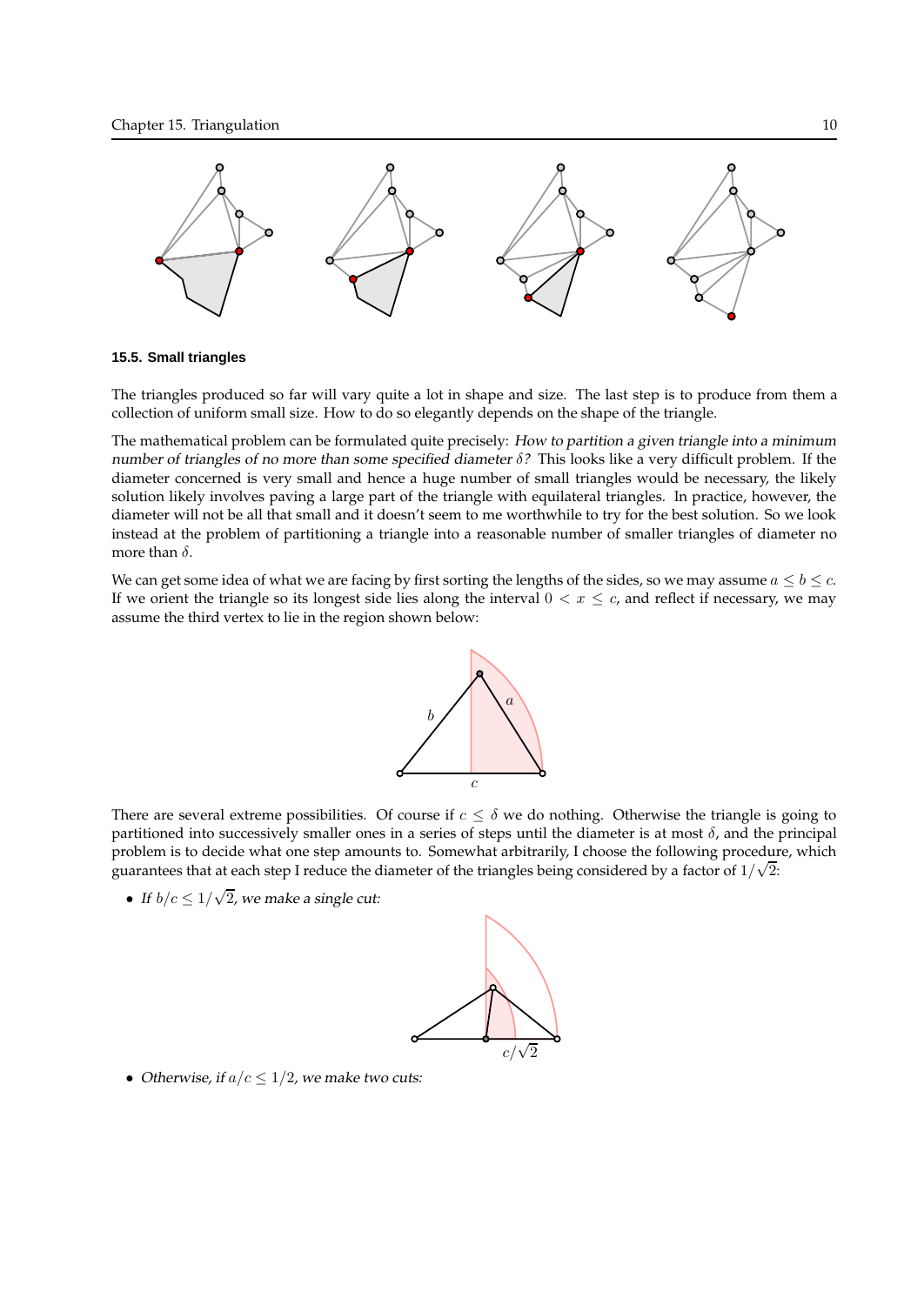### 15.5. Small triangles

The triangles produced so far will vary quite a lot in shape and size. The last step is to produce from them a collection of uniform small size. How to do so elegantly depends on the shape of the triangle.

The mathematical problem can be formulated quite precisely: *How to partition a given triangle into a minimum number of triangles of no more than some specified diameter $\delta$?* This looks like a very difficult problem. If the diameter concerned is very small and hence a huge number of small triangles would be necessary, the likely solution likely involves paving a large part of the triangle with equilateral triangles. In practice, however, the diameter will not be all that small and it doesn't seem to me worthwhile to try for the best solution. So we look instead at the problem of partitioning a triangle into a reasonable number of smaller triangles of diameter no more than $\delta$.

We can get some idea of what we are facing by first sorting the lengths of the sides, so we may assume $a \le b \le c$. If we orient the triangle so its longest side lies along the interval $0 < x \le c$, and reflect if necessary, we may assume the third vertex to lie in the region shown below:

There are several extreme possibilities. Of course if $c \le \delta$ we do nothing. Otherwise the triangle is going to partitioned into successively smaller ones in a series of steps until the diameter is at most $\delta$, and the principal problem is to decide what one step amounts to. Somewhat arbitrarily, I choose the following procedure, which guarantees that at each step I reduce the diameter of the triangles being considered by a factor of $1/\sqrt{2}$:

- *If $b/c \le 1/\sqrt{2}$, we make a single cut:*

- *Otherwise, if $a/c \le 1/2$, we make two cuts:*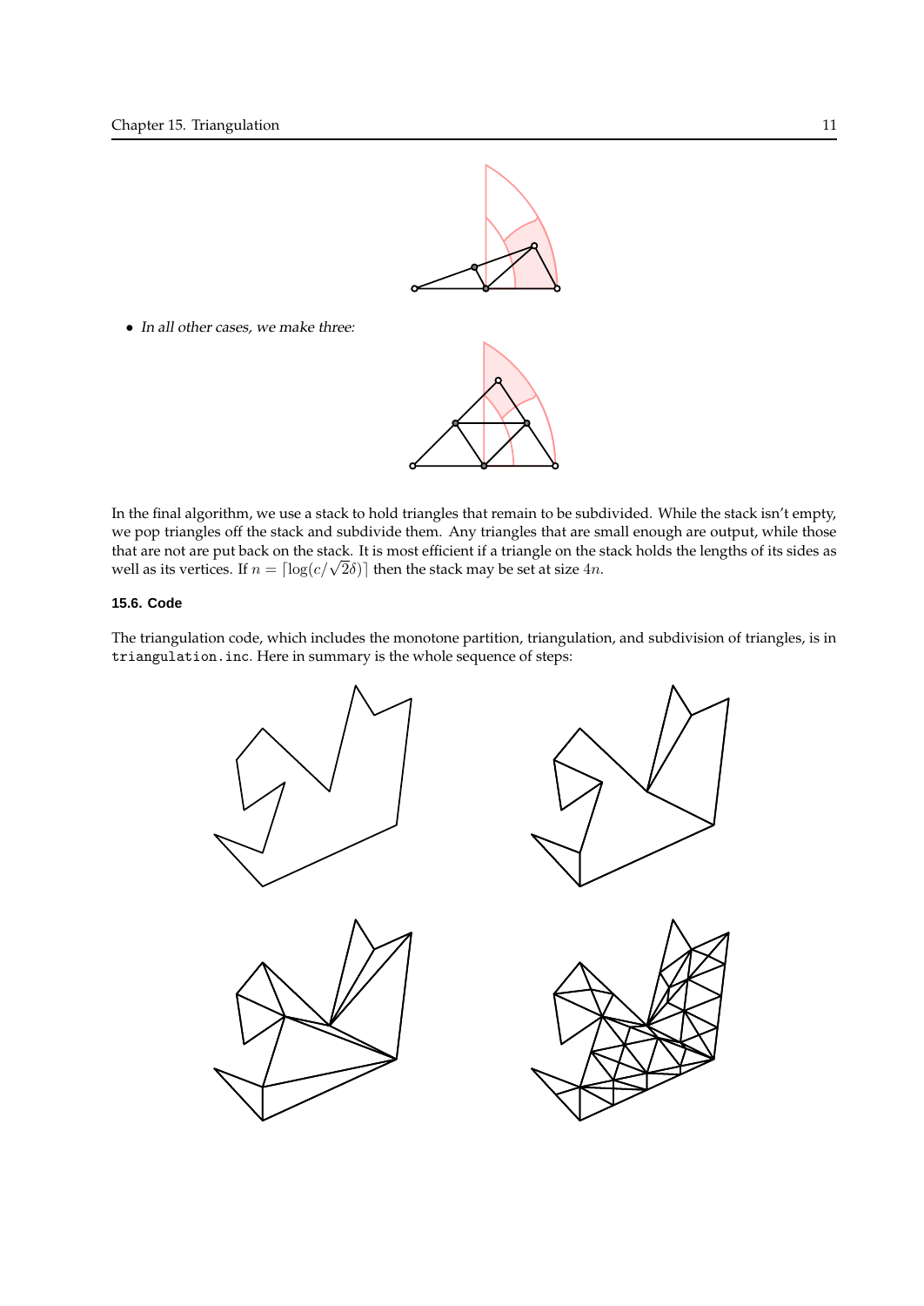- *In all other cases, we make three:*

In the final algorithm, we use a stack to hold triangles that remain to be subdivided. While the stack isn't empty, we pop triangles off the stack and subdivide them. Any triangles that are small enough are output, while those that are not are put back on the stack. It is most efficient if a triangle on the stack holds the lengths of its sides as well as its vertices. If $n = \lceil \log(c/\sqrt{2}\delta) \rceil$ then the stack may be set at size $4n$.

### 15.6. Code

The triangulation code, which includes the monotone partition, triangulation, and subdivision of triangles, is in `triangulation.inc`. Here in summary is the whole sequence of steps: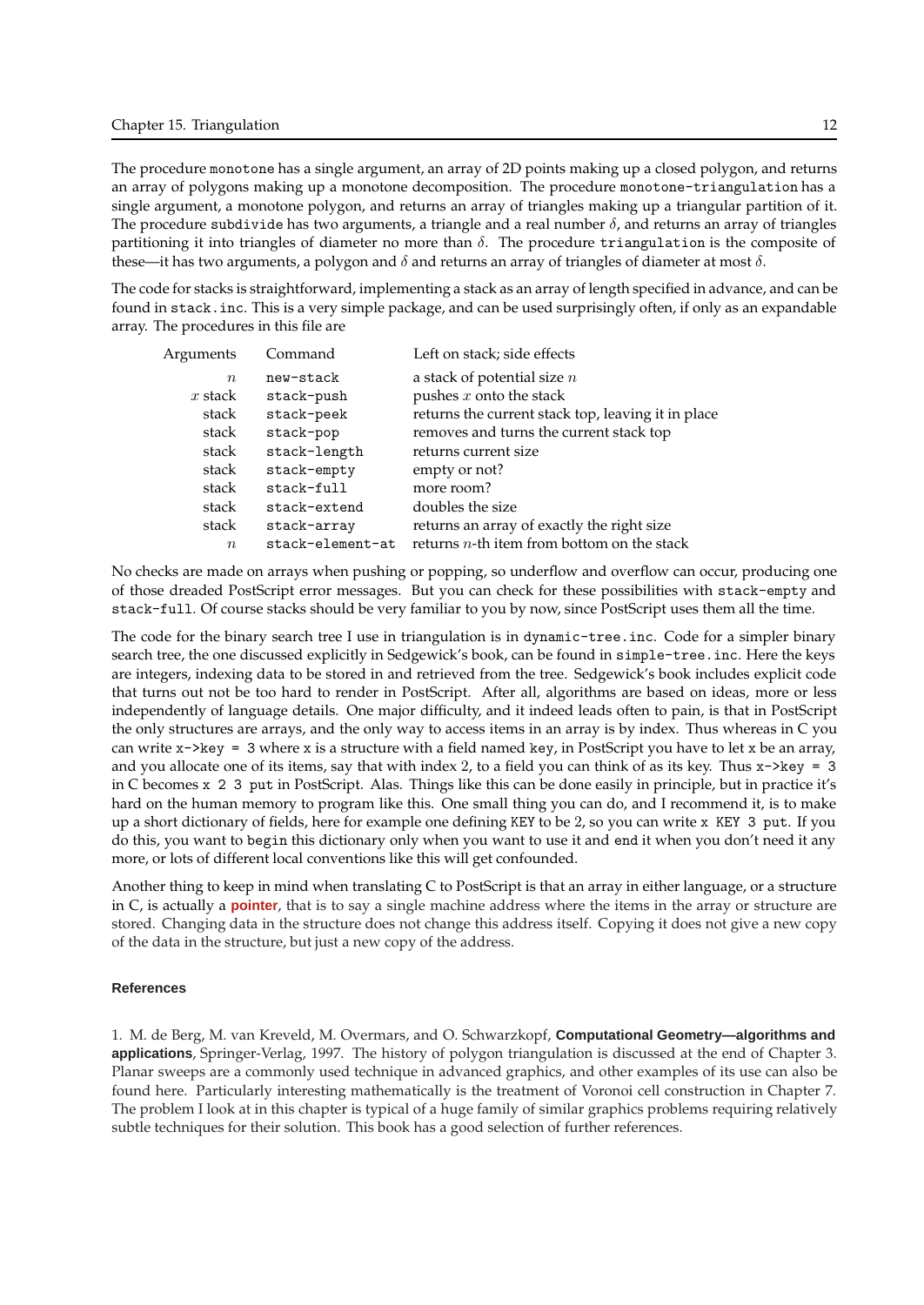The procedure `monotone` has a single argument, an array of 2D points making up a closed polygon, and returns an array of polygons making up a monotone decomposition. The procedure `monotone-triangulation` has a single argument, a monotone polygon, and returns an array of triangles making up a triangular partition of it. The procedure `subdivide` has two arguments, a triangle and a real number $\delta$, and returns an array of triangles partitioning it into triangles of diameter no more than $\delta$. The procedure `triangulation` is the composite of these—it has two arguments, a polygon and $\delta$ and returns an array of triangles of diameter at most $\delta$.

The code for stacks is straightforward, implementing a stack as an array of length specified in advance, and can be found in `stack.inc`. This is a very simple package, and can be used surprisingly often, if only as an expandable array. The procedures in this file are

| Arguments | Command | Left on stack; side effects |
|---|---|---|
| $n$ | `new-stack` | a stack of potential size $n$ |
| $x$ stack | `stack-push` | pushes $x$ onto the stack |
| stack | `stack-peek` | returns the current stack top, leaving it in place |
| stack | `stack-pop` | removes and turns the current stack top |
| stack | `stack-length` | returns current size |
| stack | `stack-empty` | empty or not? |
| stack | `stack-full` | more room? |
| stack | `stack-extend` | doubles the size |
| stack | `stack-array` | returns an array of exactly the right size |
| $n$ | `stack-element-at` | returns $n$-th item from bottom on the stack |

No checks are made on arrays when pushing or popping, so underflow and overflow can occur, producing one of those dreaded PostScript error messages. But you can check for these possibilities with `stack-empty` and `stack-full`. Of course stacks should be very familiar to you by now, since PostScript uses them all the time.

The code for the binary search tree I use in triangulation is in `dynamic-tree.inc`. Code for a simpler binary search tree, the one discussed explicitly in Sedgewick's book, can be found in `simple-tree.inc`. Here the keys are integers, indexing data to be stored in and retrieved from the tree. Sedgewick's book includes explicit code that turns out not be too hard to render in PostScript. After all, algorithms are based on ideas, more or less independently of language details. One major difficulty, and it indeed leads often to pain, is that in PostScript the only structures are arrays, and the only way to access items in an array is by index. Thus whereas in C you can write `x->key = 3` where `x` is a structure with a field named `key`, in PostScript you have to let `x` be an array, and you allocate one of its items, say that with index 2, to a field you can think of as its key. Thus `x->key = 3` in C becomes `x 2 3 put` in PostScript. Alas. Things like this can be done easily in principle, but in practice it's hard on the human memory to program like this. One small thing you can do, and I recommend it, is to make up a short dictionary of fields, here for example one defining `KEY` to be 2, so you can write `x KEY 3 put`. If you do this, you want to `begin` this dictionary only when you want to use it and `end` it when you don't need it any more, or lots of different local conventions like this will get confounded.

Another thing to keep in mind when translating C to PostScript is that an array in either language, or a structure in C, is actually a **pointer**, that is to say a single machine address where the items in the array or structure are stored. Changing data in the structure does not change this address itself. Copying it does not give a new copy of the data in the structure, but just a new copy of the address.

#### References

1. M. de Berg, M. van Kreveld, M. Overmars, and O. Schwarzkopf, **Computational Geometry—algorithms and applications**, Springer-Verlag, 1997. The history of polygon triangulation is discussed at the end of Chapter 3. Planar sweeps are a commonly used technique in advanced graphics, and other examples of its use can also be found here. Particularly interesting mathematically is the treatment of Voronoi cell construction in Chapter 7. The problem I look at in this chapter is typical of a huge family of similar graphics problems requiring relatively subtle techniques for their solution. This book has a good selection of further references.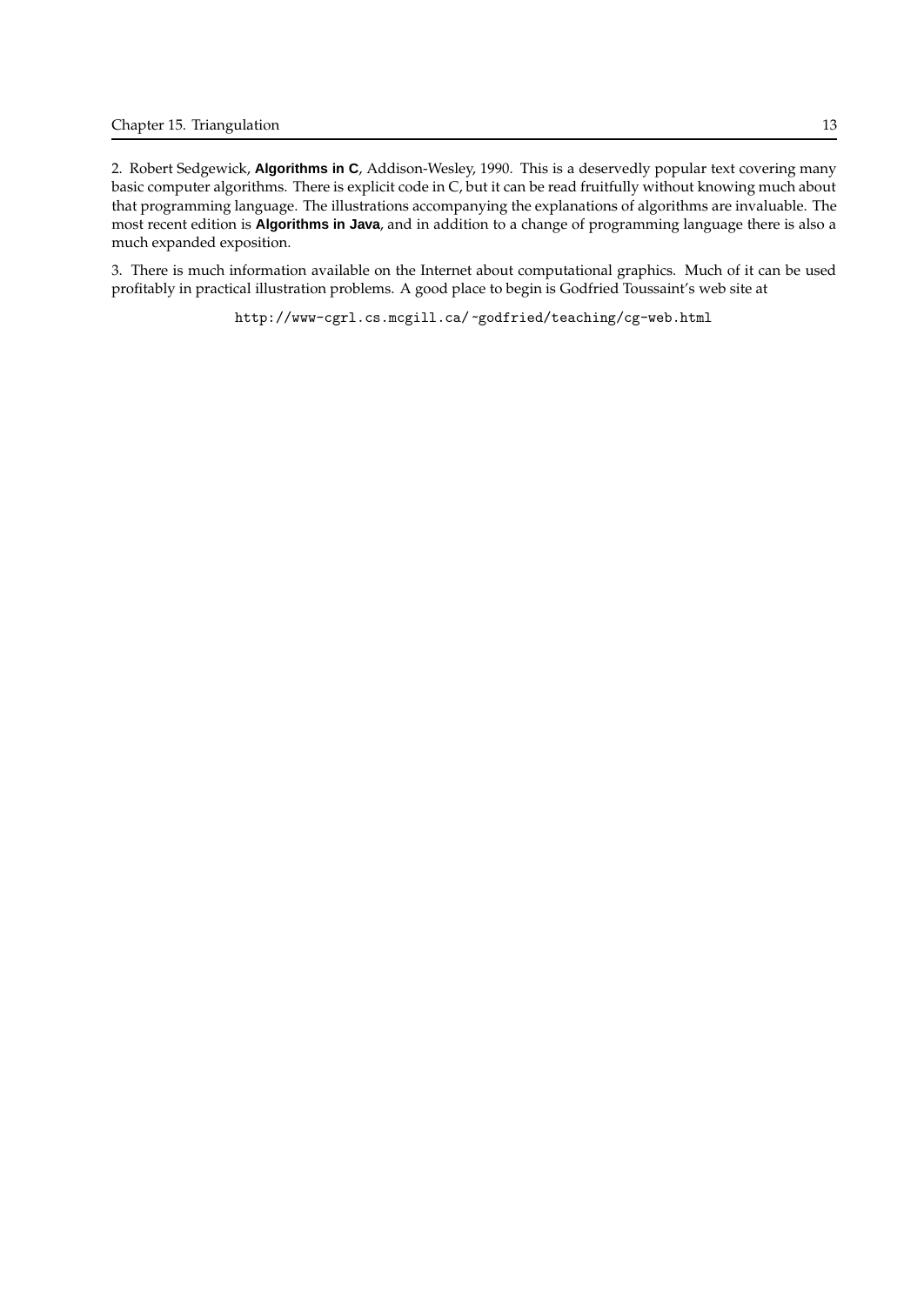2. Robert Sedgewick, **Algorithms in C**, Addison-Wesley, 1990. This is a deservedly popular text covering many basic computer algorithms. There is explicit code in C, but it can be read fruitfully without knowing much about that programming language. The illustrations accompanying the explanations of algorithms are invaluable. The most recent edition is **Algorithms in Java**, and in addition to a change of programming language there is also a much expanded exposition.

3. There is much information available on the Internet about computational graphics. Much of it can be used profitably in practical illustration problems. A good place to begin is Godfried Toussaint's web site at

`http://www-cgrl.cs.mcgill.ca/~godfried/teaching/cg-web.html`